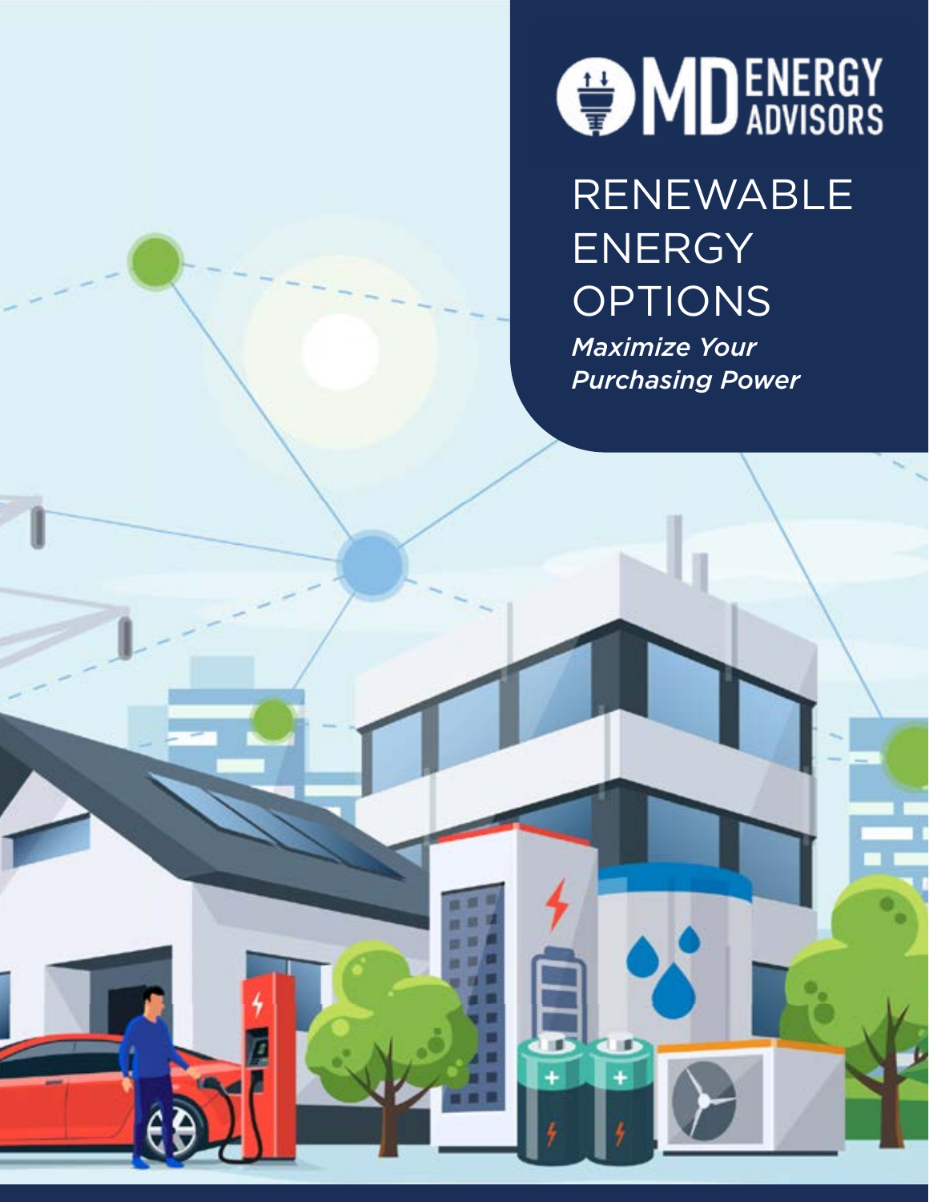MD ENERGY ADVISORS

# RENEWABLE ENERGY OPTIONS

*Maximize Your Purchasing Power*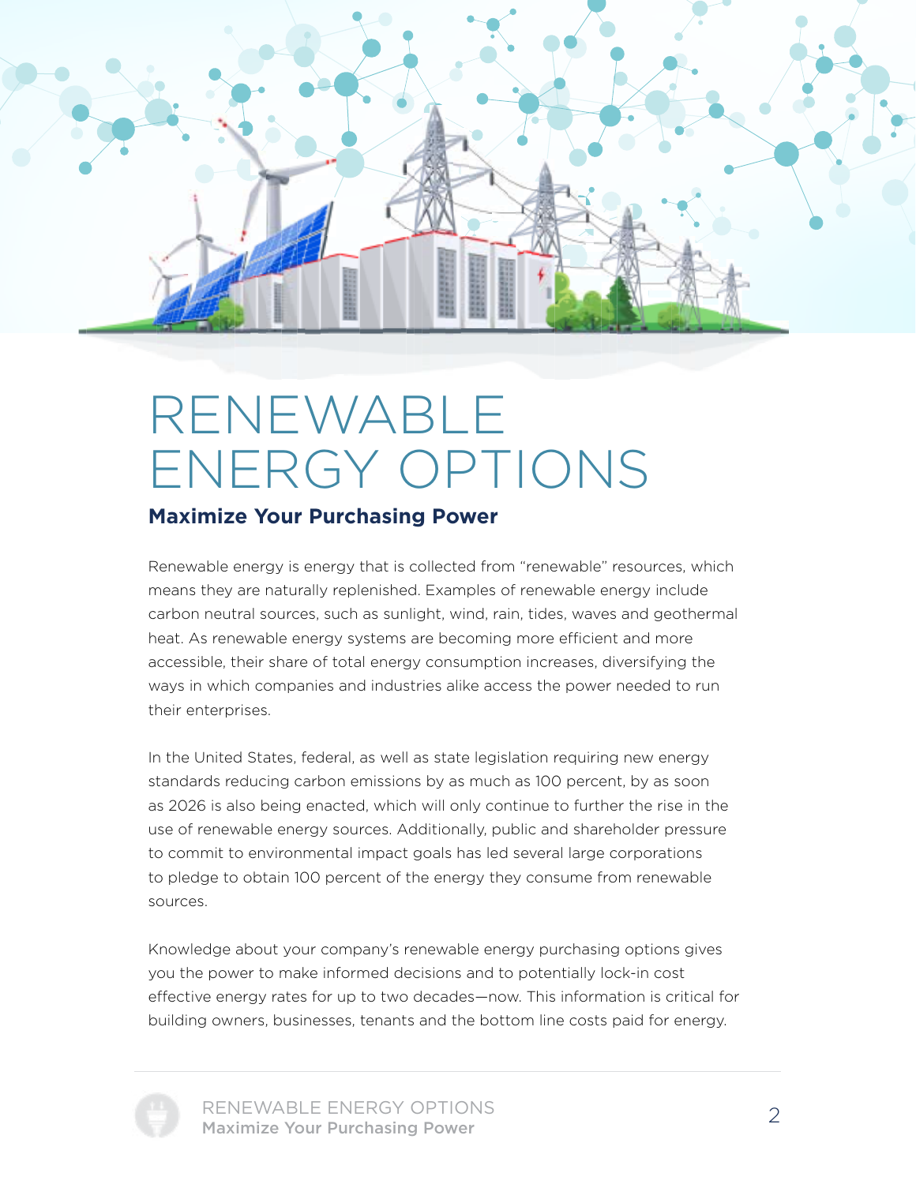# RENEWABLE ENERGY OPTIONS

## Maximize Your Purchasing Power

Renewable energy is energy that is collected from "renewable" resources, which means they are naturally replenished. Examples of renewable energy include carbon neutral sources, such as sunlight, wind, rain, tides, waves and geothermal heat. As renewable energy systems are becoming more efficient and more accessible, their share of total energy consumption increases, diversifying the ways in which companies and industries alike access the power needed to run their enterprises.

In the United States, federal, as well as state legislation requiring new energy standards reducing carbon emissions by as much as 100 percent, by as soon as 2026 is also being enacted, which will only continue to further the rise in the use of renewable energy sources. Additionally, public and shareholder pressure to commit to environmental impact goals has led several large corporations to pledge to obtain 100 percent of the energy they consume from renewable sources.

Knowledge about your company's renewable energy purchasing options gives you the power to make informed decisions and to potentially lock-in cost effective energy rates for up to two decades—now. This information is critical for building owners, businesses, tenants and the bottom line costs paid for energy.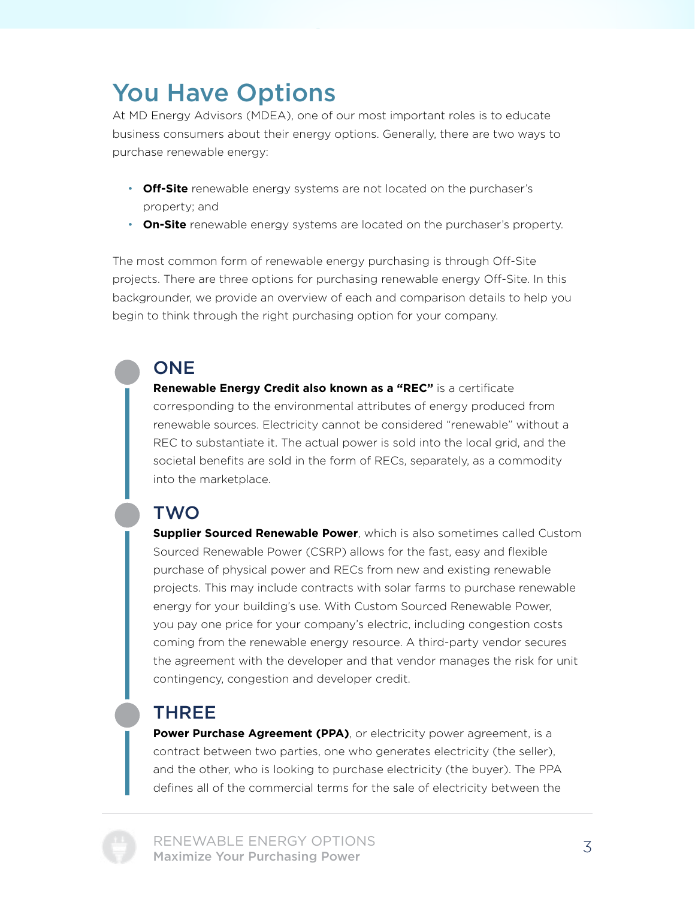# You Have Options

At MD Energy Advisors (MDEA), one of our most important roles is to educate business consumers about their energy options. Generally, there are two ways to purchase renewable energy:

- **Off-Site** renewable energy systems are not located on the purchaser's property; and
- **On-Site** renewable energy systems are located on the purchaser's property.

The most common form of renewable energy purchasing is through Off-Site projects. There are three options for purchasing renewable energy Off-Site. In this backgrounder, we provide an overview of each and comparison details to help you begin to think through the right purchasing option for your company.

## ONE

**Renewable Energy Credit also known as a "REC"** is a certificate corresponding to the environmental attributes of energy produced from renewable sources. Electricity cannot be considered "renewable" without a REC to substantiate it. The actual power is sold into the local grid, and the societal benefits are sold in the form of RECs, separately, as a commodity into the marketplace.

## TWO

**Supplier Sourced Renewable Power**, which is also sometimes called Custom Sourced Renewable Power (CSRP) allows for the fast, easy and flexible purchase of physical power and RECs from new and existing renewable projects. This may include contracts with solar farms to purchase renewable energy for your building's use. With Custom Sourced Renewable Power, you pay one price for your company's electric, including congestion costs coming from the renewable energy resource. A third-party vendor secures the agreement with the developer and that vendor manages the risk for unit contingency, congestion and developer credit.

## THREE

**Power Purchase Agreement (PPA)**, or electricity power agreement, is a contract between two parties, one who generates electricity (the seller), and the other, who is looking to purchase electricity (the buyer). The PPA defines all of the commercial terms for the sale of electricity between the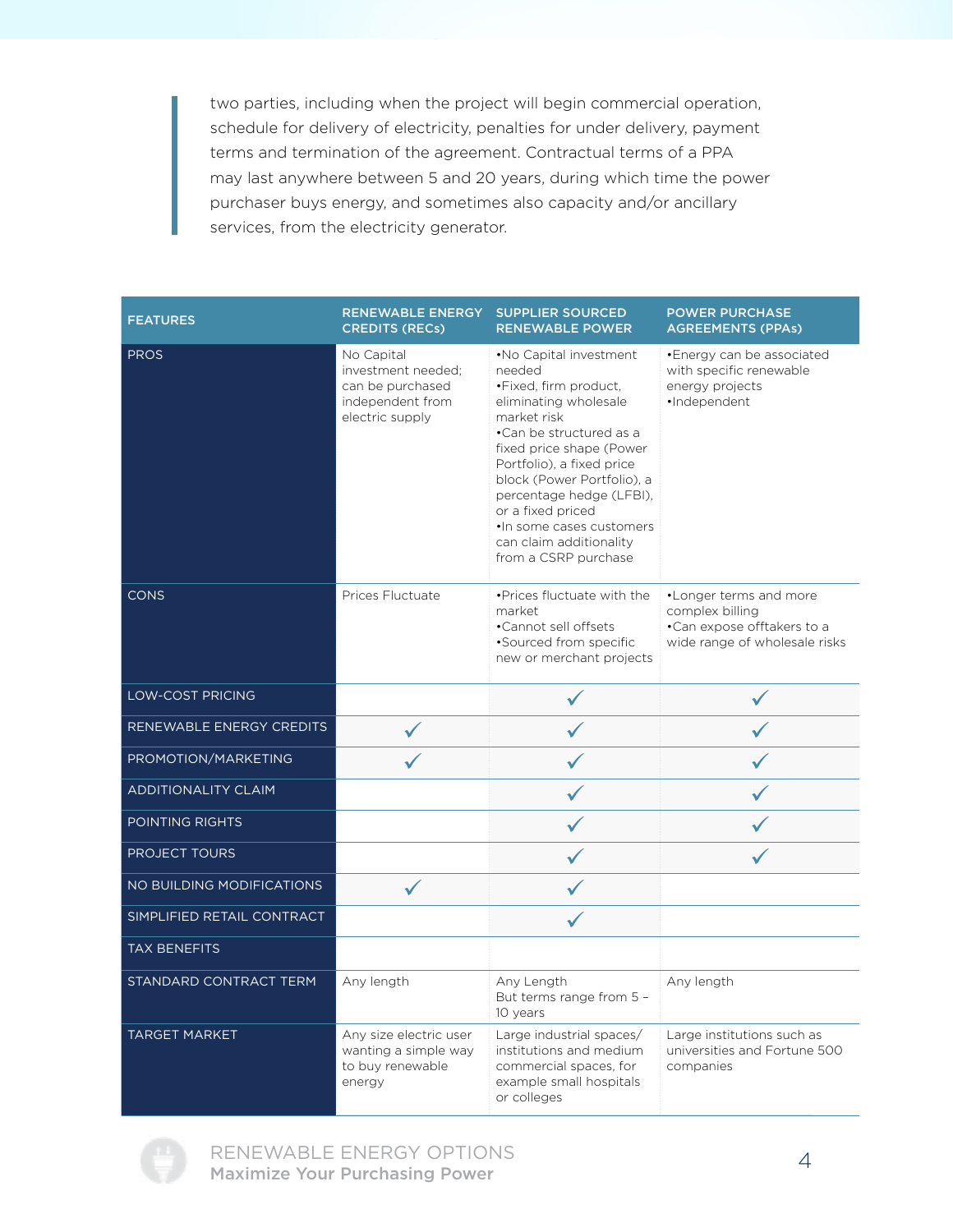two parties, including when the project will begin commercial operation, schedule for delivery of electricity, penalties for under delivery, payment terms and termination of the agreement. Contractual terms of a PPA may last anywhere between 5 and 20 years, during which time the power purchaser buys energy, and sometimes also capacity and/or ancillary services, from the electricity generator.

| FEATURES | RENEWABLE ENERGY CREDITS (RECs) | SUPPLIER SOURCED RENEWABLE POWER | POWER PURCHASE AGREEMENTS (PPAs) |
|---|---|---|---|
| PROS | No Capital investment needed; can be purchased independent from electric supply | •No Capital investment needed<br>•Fixed, firm product, eliminating wholesale market risk<br>•Can be structured as a fixed price shape (Power Portfolio), a fixed price block (Power Portfolio), a percentage hedge (LFBI), or a fixed priced<br>•In some cases customers can claim additionality from a CSRP purchase | •Energy can be associated with specific renewable energy projects<br>•Independent |
| CONS | Prices Fluctuate | •Prices fluctuate with the market<br>•Cannot sell offsets<br>•Sourced from specific new or merchant projects | •Longer terms and more complex billing<br>•Can expose offtakers to a wide range of wholesale risks |
| LOW-COST PRICING | | ✓ | ✓ |
| RENEWABLE ENERGY CREDITS | ✓ | ✓ | ✓ |
| PROMOTION/MARKETING | ✓ | ✓ | ✓ |
| ADDITIONALITY CLAIM | | ✓ | ✓ |
| POINTING RIGHTS | | ✓ | ✓ |
| PROJECT TOURS | | ✓ | ✓ |
| NO BUILDING MODIFICATIONS | ✓ | ✓ | |
| SIMPLIFIED RETAIL CONTRACT | | ✓ | |
| TAX BENEFITS | | | |
| STANDARD CONTRACT TERM | Any length | Any Length<br>But terms range from 5 – 10 years | Any length |
| TARGET MARKET | Any size electric user wanting a simple way to buy renewable energy | Large industrial spaces/ institutions and medium commercial spaces, for example small hospitals or colleges | Large institutions such as universities and Fortune 500 companies |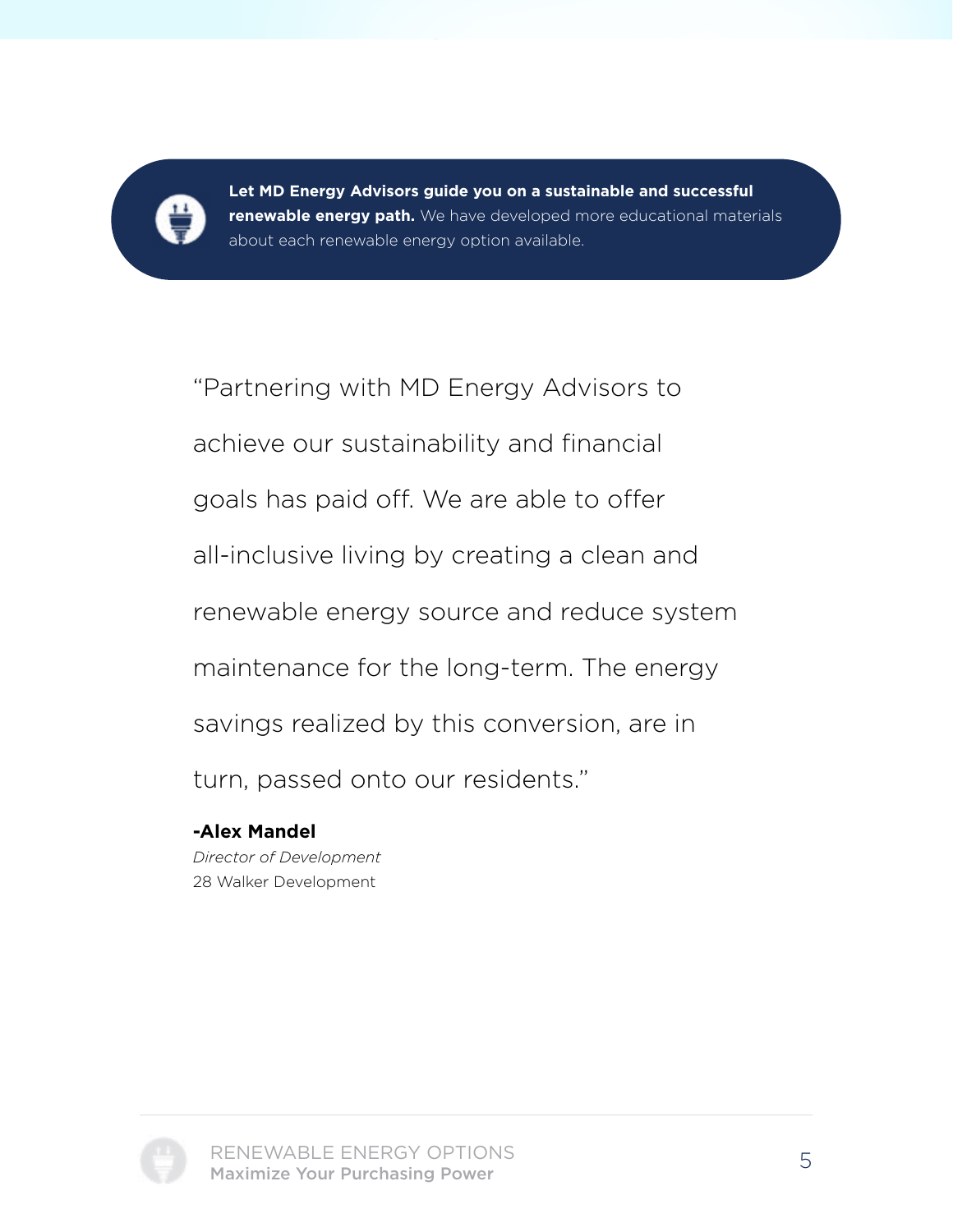**Let MD Energy Advisors guide you on a sustainable and successful renewable energy path.** We have developed more educational materials about each renewable energy option available.

> "Partnering with MD Energy Advisors to achieve our sustainability and financial goals has paid off. We are able to offer all-inclusive living by creating a clean and renewable energy source and reduce system maintenance for the long-term. The energy savings realized by this conversion, are in turn, passed onto our residents."

**-Alex Mandel**
*Director of Development*
28 Walker Development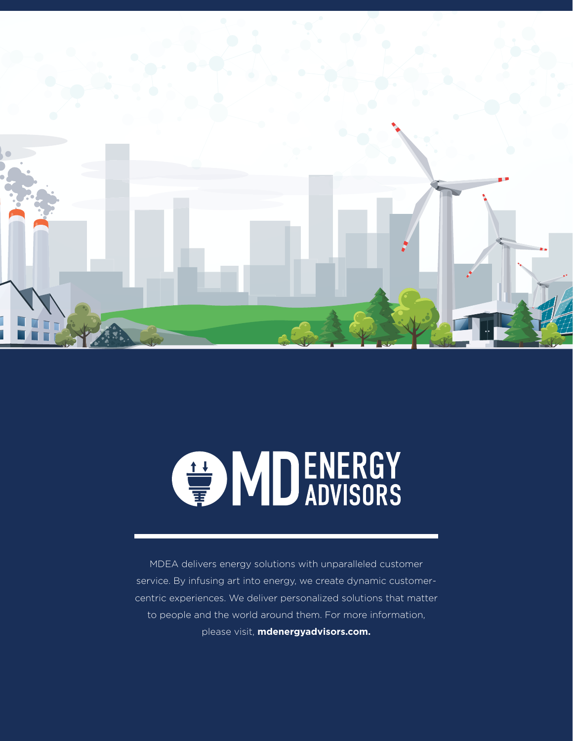MD ENERGY ADVISORS

MDEA delivers energy solutions with unparalleled customer service. By infusing art into energy, we create dynamic customer-centric experiences. We deliver personalized solutions that matter to people and the world around them. For more information, please visit, **mdenergyadvisors.com.**